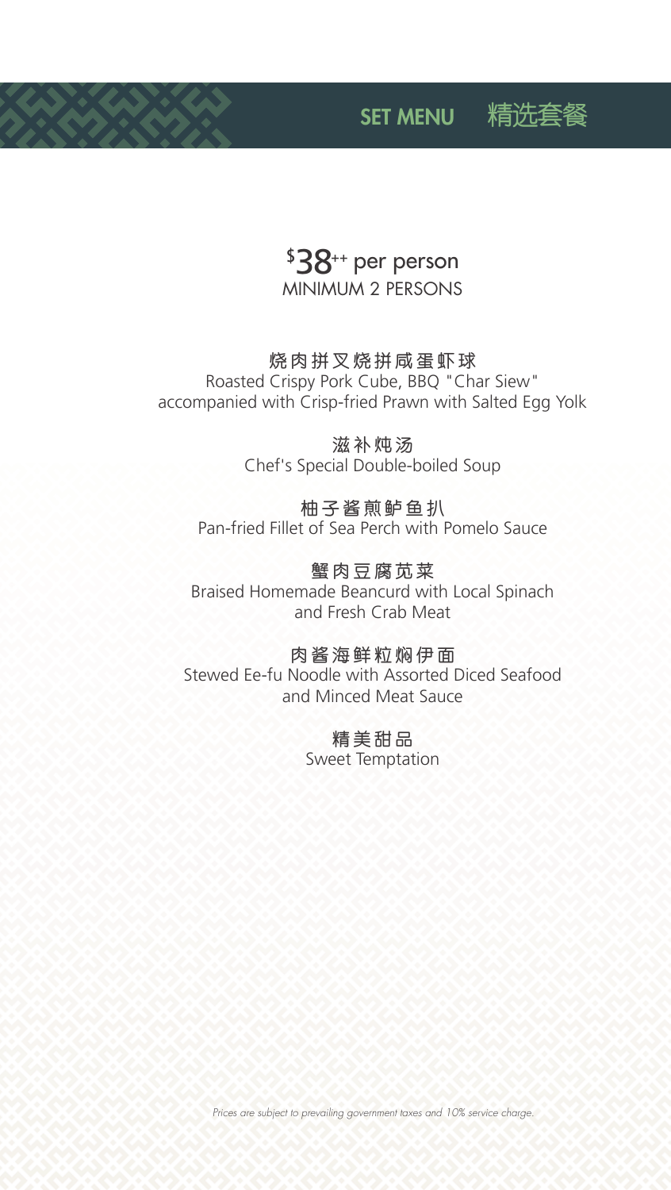# SET MENU 精选套餐

$38++ per person
MINIMUM 2 PERSONS

**烧肉拼叉烧拼咸蛋虾球**
Roasted Crispy Pork Cube, BBQ "Char Siew"
accompanied with Crisp-fried Prawn with Salted Egg Yolk

**滋补炖汤**
Chef's Special Double-boiled Soup

**柚子酱煎鲈鱼扒**
Pan-fried Fillet of Sea Perch with Pomelo Sauce

**蟹肉豆腐苋菜**
Braised Homemade Beancurd with Local Spinach
and Fresh Crab Meat

**肉酱海鲜粒焖伊面**
Stewed Ee-fu Noodle with Assorted Diced Seafood
and Minced Meat Sauce

**精美甜品**
Sweet Temptation

*Prices are subject to prevailing government taxes and 10% service charge.*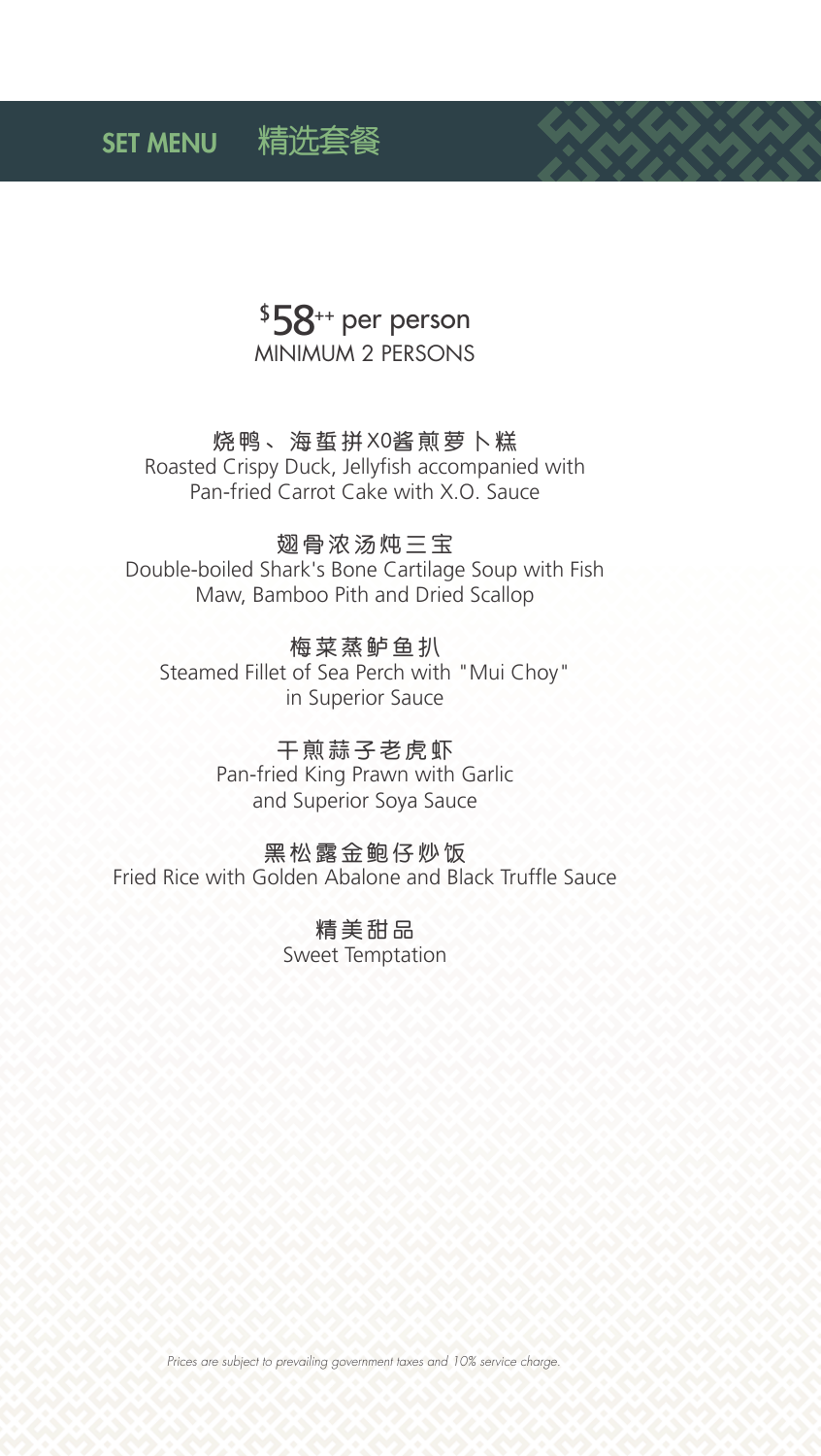# SET MENU 精选套餐

**$58++ per person**
MINIMUM 2 PERSONS

**烧鸭、海蜇拼XO酱煎萝卜糕**
Roasted Crispy Duck, Jellyfish accompanied with Pan-fried Carrot Cake with X.O. Sauce

**翅骨浓汤炖三宝**
Double-boiled Shark's Bone Cartilage Soup with Fish Maw, Bamboo Pith and Dried Scallop

**梅菜蒸鲈鱼扒**
Steamed Fillet of Sea Perch with "Mui Choy" in Superior Sauce

**干煎蒜子老虎虾**
Pan-fried King Prawn with Garlic and Superior Soya Sauce

**黑松露金鲍仔炒饭**
Fried Rice with Golden Abalone and Black Truffle Sauce

**精美甜品**
Sweet Temptation

*Prices are subject to prevailing government taxes and 10% service charge.*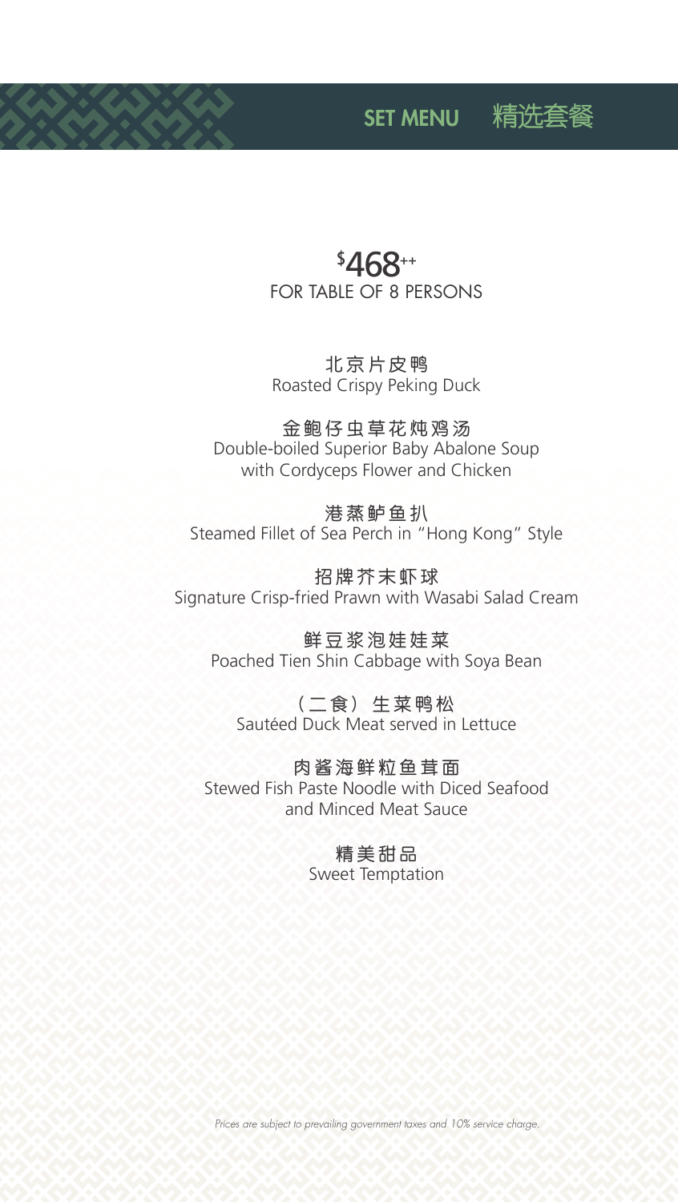# SET MENU 精选套餐

## $468++
FOR TABLE OF 8 PERSONS

**北京片皮鸭**
Roasted Crispy Peking Duck

**金鲍仔虫草花炖鸡汤**
Double-boiled Superior Baby Abalone Soup
with Cordyceps Flower and Chicken

**港蒸鲈鱼扒**
Steamed Fillet of Sea Perch in "Hong Kong" Style

**招牌芥末虾球**
Signature Crisp-fried Prawn with Wasabi Salad Cream

**鲜豆浆泡娃娃菜**
Poached Tien Shin Cabbage with Soya Bean

**（二食）生菜鸭松**
Sautéed Duck Meat served in Lettuce

**肉酱海鲜粒鱼茸面**
Stewed Fish Paste Noodle with Diced Seafood
and Minced Meat Sauce

**精美甜品**
Sweet Temptation

*Prices are subject to prevailing government taxes and 10% service charge.*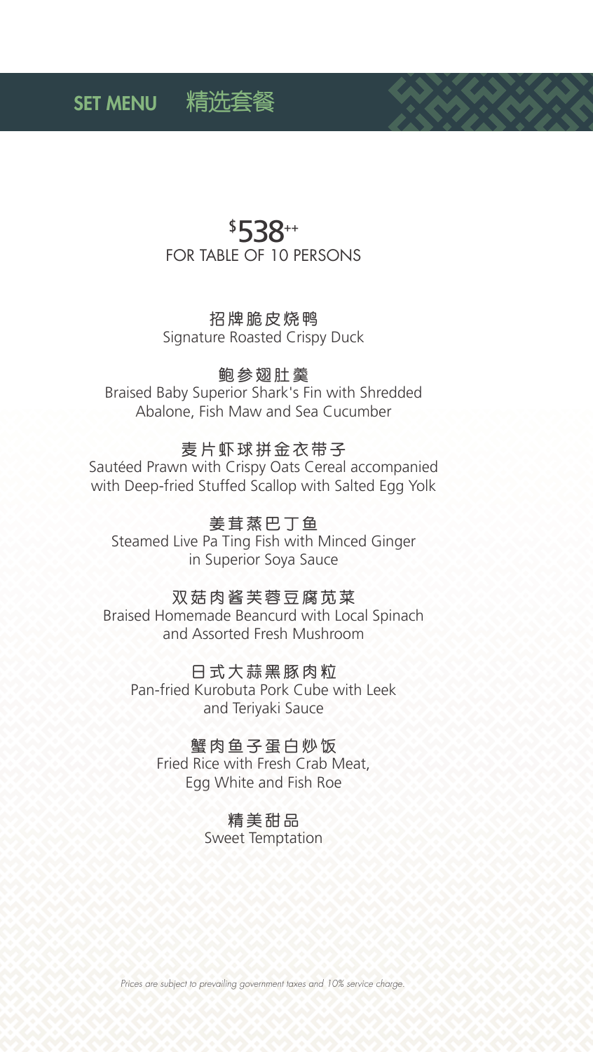# SET MENU 精选套餐

## $538++
FOR TABLE OF 10 PERSONS

**招牌脆皮烧鸭**
Signature Roasted Crispy Duck

**鲍参翅肚羹**
Braised Baby Superior Shark's Fin with Shredded Abalone, Fish Maw and Sea Cucumber

**麦片虾球拼金衣带子**
Sautéed Prawn with Crispy Oats Cereal accompanied with Deep-fried Stuffed Scallop with Salted Egg Yolk

**姜茸蒸巴丁鱼**
Steamed Live Pa Ting Fish with Minced Ginger in Superior Soya Sauce

**双菇肉酱芙蓉豆腐苋菜**
Braised Homemade Beancurd with Local Spinach and Assorted Fresh Mushroom

**日式大蒜黑豚肉粒**
Pan-fried Kurobuta Pork Cube with Leek and Teriyaki Sauce

**蟹肉鱼子蛋白炒饭**
Fried Rice with Fresh Crab Meat, Egg White and Fish Roe

**精美甜品**
Sweet Temptation

*Prices are subject to prevailing government taxes and 10% service charge.*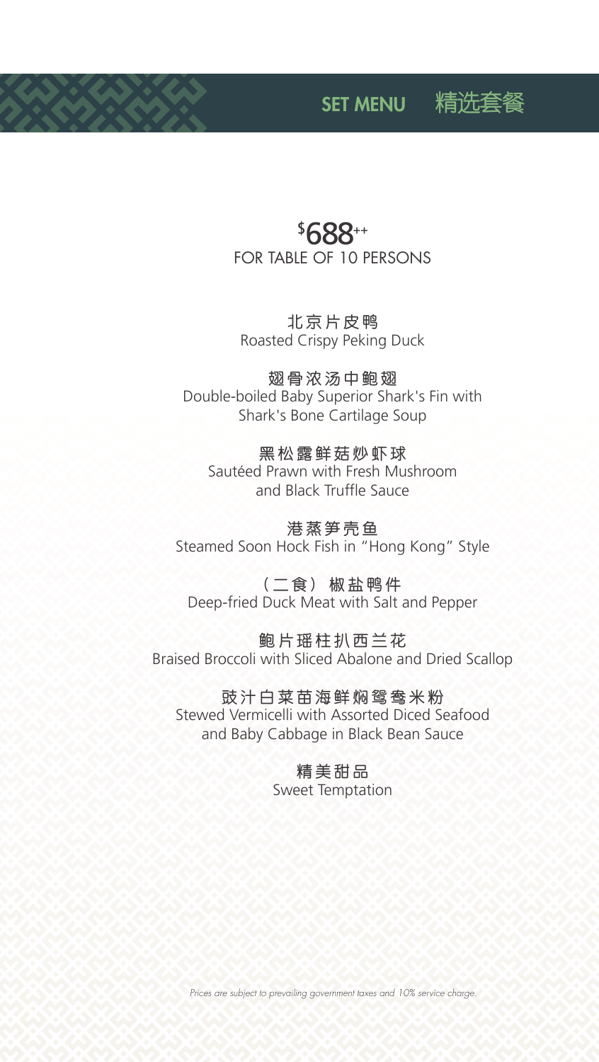# SET MENU 精选套餐

**$688++**
FOR TABLE OF 10 PERSONS

**北京片皮鸭**
Roasted Crispy Peking Duck

**翅骨浓汤中鲍翅**
Double-boiled Baby Superior Shark's Fin with Shark's Bone Cartilage Soup

**黑松露鲜菇炒虾球**
Sautéed Prawn with Fresh Mushroom and Black Truffle Sauce

**港蒸笋壳鱼**
Steamed Soon Hock Fish in "Hong Kong" Style

**（二食）椒盐鸭件**
Deep-fried Duck Meat with Salt and Pepper

**鲍片瑶柱扒西兰花**
Braised Broccoli with Sliced Abalone and Dried Scallop

**豉汁白菜苗海鲜焖鸳鸯米粉**
Stewed Vermicelli with Assorted Diced Seafood and Baby Cabbage in Black Bean Sauce

**精美甜品**
Sweet Temptation

*Prices are subject to prevailing government taxes and 10% service charge.*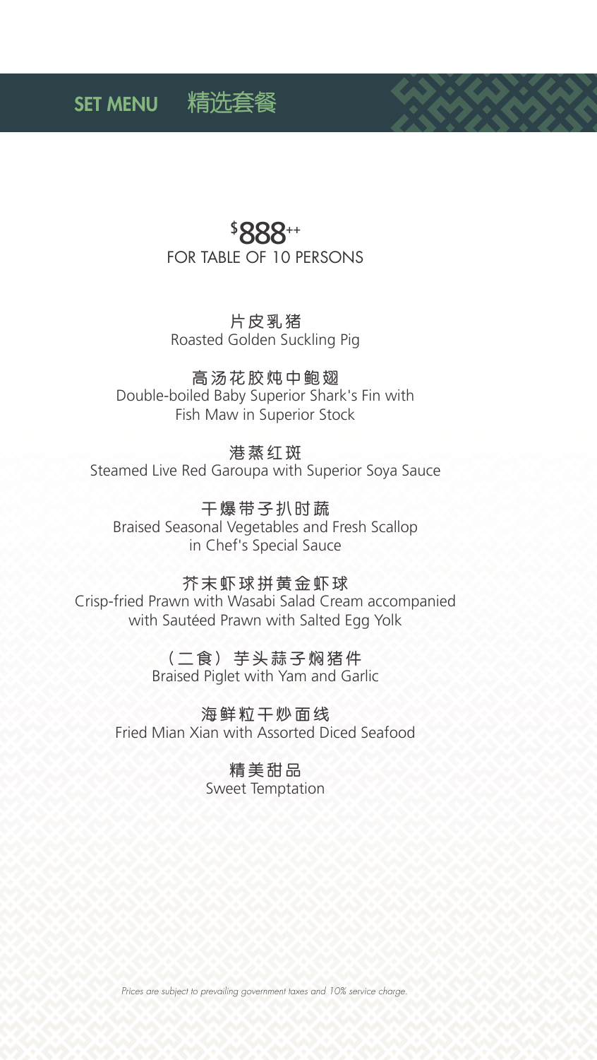# SET MENU 精选套餐

## $888++

FOR TABLE OF 10 PERSONS

片皮乳猪
Roasted Golden Suckling Pig

高汤花胶炖中鲍翅
Double-boiled Baby Superior Shark's Fin with Fish Maw in Superior Stock

港蒸红斑
Steamed Live Red Garoupa with Superior Soya Sauce

干爆带子扒时蔬
Braised Seasonal Vegetables and Fresh Scallop in Chef's Special Sauce

芥末虾球拼黄金虾球
Crisp-fried Prawn with Wasabi Salad Cream accompanied with Sautéed Prawn with Salted Egg Yolk

（二食）芋头蒜子焖猪件
Braised Piglet with Yam and Garlic

海鲜粒干炒面线
Fried Mian Xian with Assorted Diced Seafood

精美甜品
Sweet Temptation

*Prices are subject to prevailing government taxes and 10% service charge.*